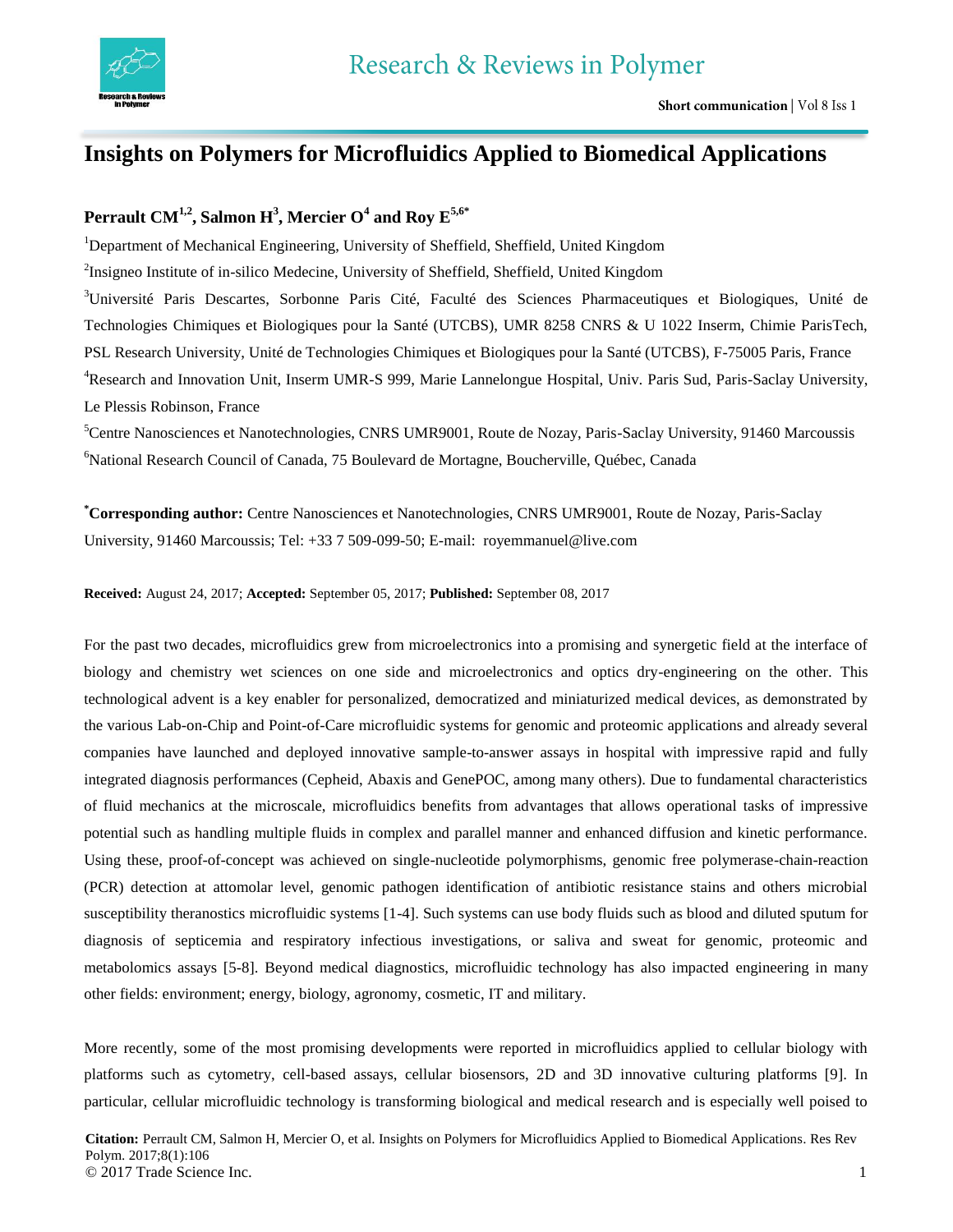# Insights on Polymers for Microfluidics Applied to Biomedical Applications

**Perrault CM[1,2], Salmon H[3], Mercier O[4] and Roy E[5,6*]**

[1]Department of Mechanical Engineering, University of Sheffield, Sheffield, United Kingdom

[2]Insigneo Institute of in-silico Medecine, University of Sheffield, Sheffield, United Kingdom

[3]Université Paris Descartes, Sorbonne Paris Cité, Faculté des Sciences Pharmaceutiques et Biologiques, Unité de Technologies Chimiques et Biologiques pour la Santé (UTCBS), UMR 8258 CNRS & U 1022 Inserm, Chimie ParisTech, PSL Research University, Unité de Technologies Chimiques et Biologiques pour la Santé (UTCBS), F-75005 Paris, France

[4]Research and Innovation Unit, Inserm UMR-S 999, Marie Lannelongue Hospital, Univ. Paris Sud, Paris-Saclay University, Le Plessis Robinson, France

[5]Centre Nanosciences et Nanotechnologies, CNRS UMR9001, Route de Nozay, Paris-Saclay University, 91460 Marcoussis

[6]National Research Council of Canada, 75 Boulevard de Mortagne, Boucherville, Québec, Canada

[*]**Corresponding author:** Centre Nanosciences et Nanotechnologies, CNRS UMR9001, Route de Nozay, Paris-Saclay University, 91460 Marcoussis; Tel: +33 7 509-099-50; E-mail: royemmanuel@live.com

**Received:** August 24, 2017; **Accepted:** September 05, 2017; **Published:** September 08, 2017

For the past two decades, microfluidics grew from microelectronics into a promising and synergetic field at the interface of biology and chemistry wet sciences on one side and microelectronics and optics dry-engineering on the other. This technological advent is a key enabler for personalized, democratized and miniaturized medical devices, as demonstrated by the various Lab-on-Chip and Point-of-Care microfluidic systems for genomic and proteomic applications and already several companies have launched and deployed innovative sample-to-answer assays in hospital with impressive rapid and fully integrated diagnosis performances (Cepheid, Abaxis and GenePOC, among many others). Due to fundamental characteristics of fluid mechanics at the microscale, microfluidics benefits from advantages that allows operational tasks of impressive potential such as handling multiple fluids in complex and parallel manner and enhanced diffusion and kinetic performance. Using these, proof-of-concept was achieved on single-nucleotide polymorphisms, genomic free polymerase-chain-reaction (PCR) detection at attomolar level, genomic pathogen identification of antibiotic resistance stains and others microbial susceptibility theranostics microfluidic systems [1-4]. Such systems can use body fluids such as blood and diluted sputum for diagnosis of septicemia and respiratory infectious investigations, or saliva and sweat for genomic, proteomic and metabolomics assays [5-8]. Beyond medical diagnostics, microfluidic technology has also impacted engineering in many other fields: environment; energy, biology, agronomy, cosmetic, IT and military.

More recently, some of the most promising developments were reported in microfluidics applied to cellular biology with platforms such as cytometry, cell-based assays, cellular biosensors, 2D and 3D innovative culturing platforms [9]. In particular, cellular microfluidic technology is transforming biological and medical research and is especially well poised to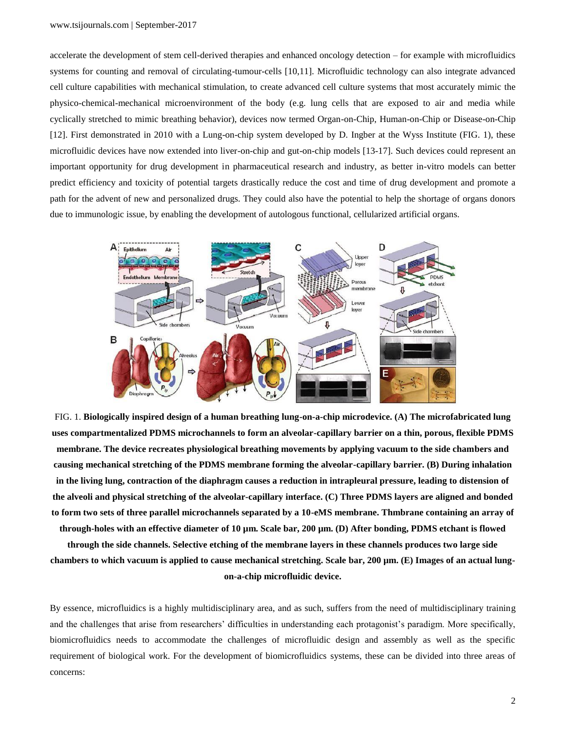accelerate the development of stem cell-derived therapies and enhanced oncology detection – for example with microfluidics systems for counting and removal of circulating-tumour-cells [10,11]. Microfluidic technology can also integrate advanced cell culture capabilities with mechanical stimulation, to create advanced cell culture systems that most accurately mimic the physico-chemical-mechanical microenvironment of the body (e.g. lung cells that are exposed to air and media while cyclically stretched to mimic breathing behavior), devices now termed Organ-on-Chip, Human-on-Chip or Disease-on-Chip [12]. First demonstrated in 2010 with a Lung-on-chip system developed by D. Ingber at the Wyss Institute (FIG. 1), these microfluidic devices have now extended into liver-on-chip and gut-on-chip models [13-17]. Such devices could represent an important opportunity for drug development in pharmaceutical research and industry, as better in-vitro models can better predict efficiency and toxicity of potential targets drastically reduce the cost and time of drug development and promote a path for the advent of new and personalized drugs. They could also have the potential to help the shortage of organs donors due to immunologic issue, by enabling the development of autologous functional, cellularized artificial organs.

FIG. 1. **Biologically inspired design of a human breathing lung-on-a-chip microdevice. (A) The microfabricated lung uses compartmentalized PDMS microchannels to form an alveolar-capillary barrier on a thin, porous, flexible PDMS membrane. The device recreates physiological breathing movements by applying vacuum to the side chambers and causing mechanical stretching of the PDMS membrane forming the alveolar-capillary barrier. (B) During inhalation in the living lung, contraction of the diaphragm causes a reduction in intrapleural pressure, leading to distension of the alveoli and physical stretching of the alveolar-capillary interface. (C) Three PDMS layers are aligned and bonded to form two sets of three parallel microchannels separated by a 10-eMS membrane. Thmbrane containing an array of through-holes with an effective diameter of 10 μm. Scale bar, 200 μm. (D) After bonding, PDMS etchant is flowed through the side channels. Selective etching of the membrane layers in these channels produces two large side chambers to which vacuum is applied to cause mechanical stretching. Scale bar, 200 μm. (E) Images of an actual lung-on-a-chip microfluidic device.**

By essence, microfluidics is a highly multidisciplinary area, and as such, suffers from the need of multidisciplinary training and the challenges that arise from researchers' difficulties in understanding each protagonist's paradigm. More specifically, biomicrofluidics needs to accommodate the challenges of microfluidic design and assembly as well as the specific requirement of biological work. For the development of biomicrofluidics systems, these can be divided into three areas of concerns: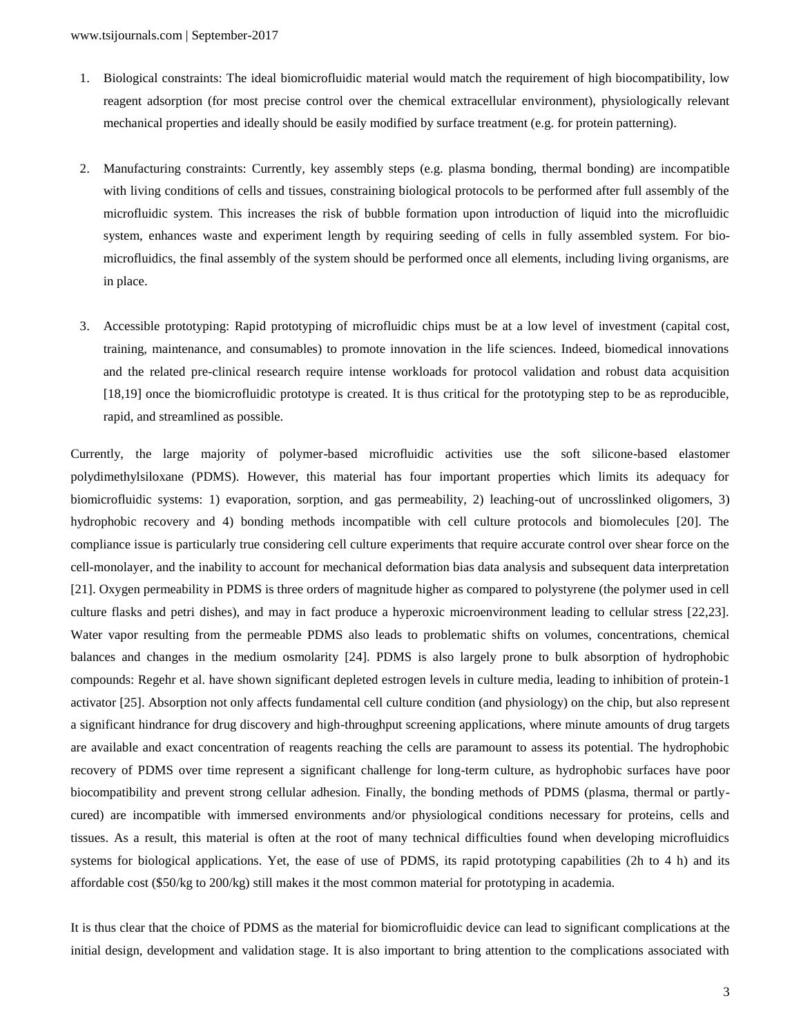1. Biological constraints: The ideal biomicrofluidic material would match the requirement of high biocompatibility, low reagent adsorption (for most precise control over the chemical extracellular environment), physiologically relevant mechanical properties and ideally should be easily modified by surface treatment (e.g. for protein patterning).

2. Manufacturing constraints: Currently, key assembly steps (e.g. plasma bonding, thermal bonding) are incompatible with living conditions of cells and tissues, constraining biological protocols to be performed after full assembly of the microfluidic system. This increases the risk of bubble formation upon introduction of liquid into the microfluidic system, enhances waste and experiment length by requiring seeding of cells in fully assembled system. For bio-microfluidics, the final assembly of the system should be performed once all elements, including living organisms, are in place.

3. Accessible prototyping: Rapid prototyping of microfluidic chips must be at a low level of investment (capital cost, training, maintenance, and consumables) to promote innovation in the life sciences. Indeed, biomedical innovations and the related pre-clinical research require intense workloads for protocol validation and robust data acquisition [18,19] once the biomicrofluidic prototype is created. It is thus critical for the prototyping step to be as reproducible, rapid, and streamlined as possible.

Currently, the large majority of polymer-based microfluidic activities use the soft silicone-based elastomer polydimethylsiloxane (PDMS). However, this material has four important properties which limits its adequacy for biomicrofluidic systems: 1) evaporation, sorption, and gas permeability, 2) leaching-out of uncrosslinked oligomers, 3) hydrophobic recovery and 4) bonding methods incompatible with cell culture protocols and biomolecules [20]. The compliance issue is particularly true considering cell culture experiments that require accurate control over shear force on the cell-monolayer, and the inability to account for mechanical deformation bias data analysis and subsequent data interpretation [21]. Oxygen permeability in PDMS is three orders of magnitude higher as compared to polystyrene (the polymer used in cell culture flasks and petri dishes), and may in fact produce a hyperoxic microenvironment leading to cellular stress [22,23]. Water vapor resulting from the permeable PDMS also leads to problematic shifts on volumes, concentrations, chemical balances and changes in the medium osmolarity [24]. PDMS is also largely prone to bulk absorption of hydrophobic compounds: Regehr et al. have shown significant depleted estrogen levels in culture media, leading to inhibition of protein-1 activator [25]. Absorption not only affects fundamental cell culture condition (and physiology) on the chip, but also represent a significant hindrance for drug discovery and high-throughput screening applications, where minute amounts of drug targets are available and exact concentration of reagents reaching the cells are paramount to assess its potential. The hydrophobic recovery of PDMS over time represent a significant challenge for long-term culture, as hydrophobic surfaces have poor biocompatibility and prevent strong cellular adhesion. Finally, the bonding methods of PDMS (plasma, thermal or partly-cured) are incompatible with immersed environments and/or physiological conditions necessary for proteins, cells and tissues. As a result, this material is often at the root of many technical difficulties found when developing microfluidics systems for biological applications. Yet, the ease of use of PDMS, its rapid prototyping capabilities (2h to 4 h) and its affordable cost ($50/kg to 200/kg) still makes it the most common material for prototyping in academia.

It is thus clear that the choice of PDMS as the material for biomicrofluidic device can lead to significant complications at the initial design, development and validation stage. It is also important to bring attention to the complications associated with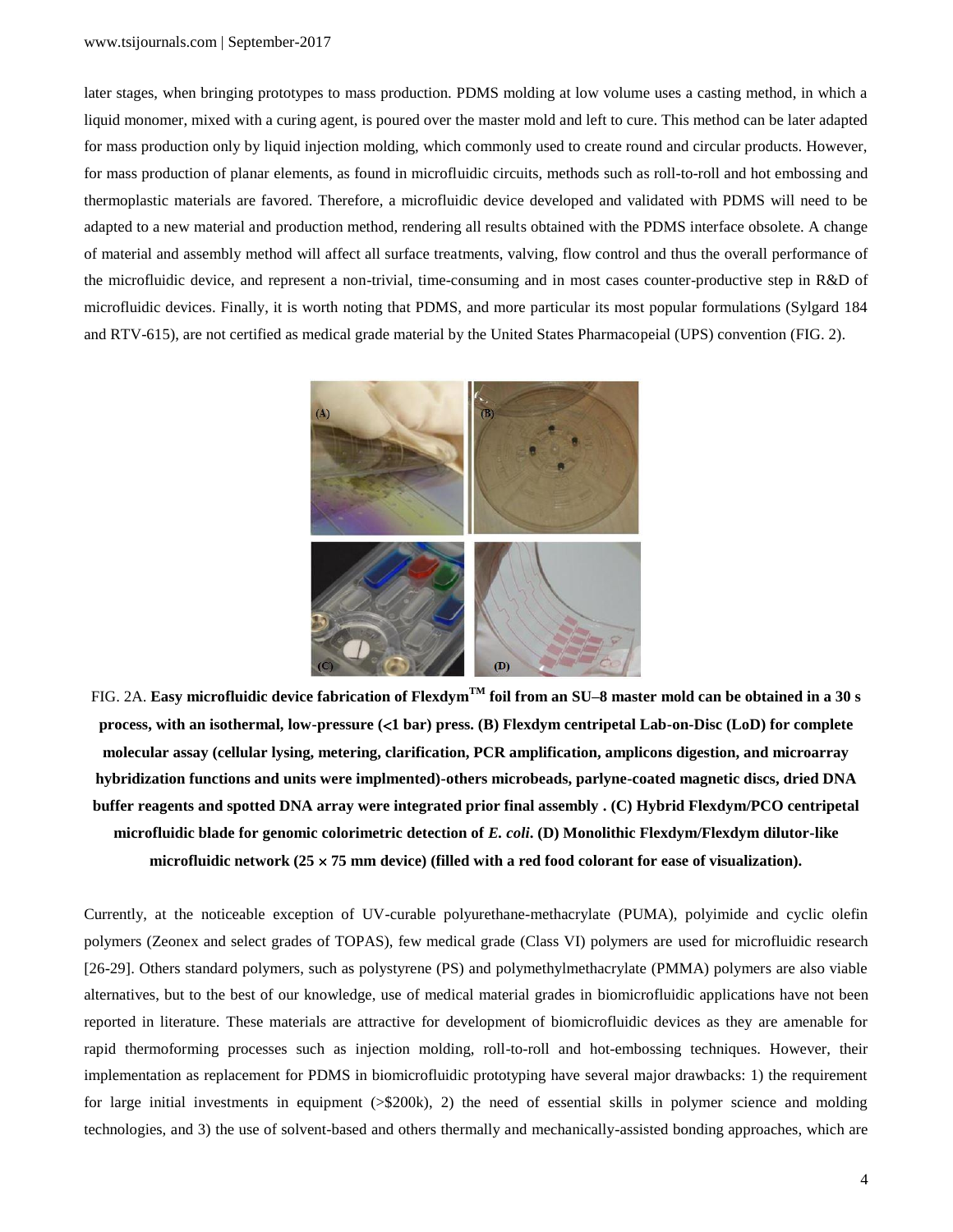later stages, when bringing prototypes to mass production. PDMS molding at low volume uses a casting method, in which a liquid monomer, mixed with a curing agent, is poured over the master mold and left to cure. This method can be later adapted for mass production only by liquid injection molding, which commonly used to create round and circular products. However, for mass production of planar elements, as found in microfluidic circuits, methods such as roll-to-roll and hot embossing and thermoplastic materials are favored. Therefore, a microfluidic device developed and validated with PDMS will need to be adapted to a new material and production method, rendering all results obtained with the PDMS interface obsolete. A change of material and assembly method will affect all surface treatments, valving, flow control and thus the overall performance of the microfluidic device, and represent a non-trivial, time-consuming and in most cases counter-productive step in R&D of microfluidic devices. Finally, it is worth noting that PDMS, and more particular its most popular formulations (Sylgard 184 and RTV-615), are not certified as medical grade material by the United States Pharmacopeial (UPS) convention (FIG. 2).

FIG. 2A. **Easy microfluidic device fabrication of Flexdym™ foil from an SU–8 master mold can be obtained in a 30 s process, with an isothermal, low-pressure (<1 bar) press. (B) Flexdym centripetal Lab-on-Disc (LoD) for complete molecular assay (cellular lysing, metering, clarification, PCR amplification, amplicons digestion, and microarray hybridization functions and units were implmented)-others microbeads, parlyne-coated magnetic discs, dried DNA buffer reagents and spotted DNA array were integrated prior final assembly . (C) Hybrid Flexdym/PCO centripetal microfluidic blade for genomic colorimetric detection of *E. coli*. (D) Monolithic Flexdym/Flexdym dilutor-like microfluidic network (25 × 75 mm device) (filled with a red food colorant for ease of visualization).**

Currently, at the noticeable exception of UV-curable polyurethane-methacrylate (PUMA), polyimide and cyclic olefin polymers (Zeonex and select grades of TOPAS), few medical grade (Class VI) polymers are used for microfluidic research [26-29]. Others standard polymers, such as polystyrene (PS) and polymethylmethacrylate (PMMA) polymers are also viable alternatives, but to the best of our knowledge, use of medical material grades in biomicrofluidic applications have not been reported in literature. These materials are attractive for development of biomicrofluidic devices as they are amenable for rapid thermoforming processes such as injection molding, roll-to-roll and hot-embossing techniques. However, their implementation as replacement for PDMS in biomicrofluidic prototyping have several major drawbacks: 1) the requirement for large initial investments in equipment (>$200k), 2) the need of essential skills in polymer science and molding technologies, and 3) the use of solvent-based and others thermally and mechanically-assisted bonding approaches, which are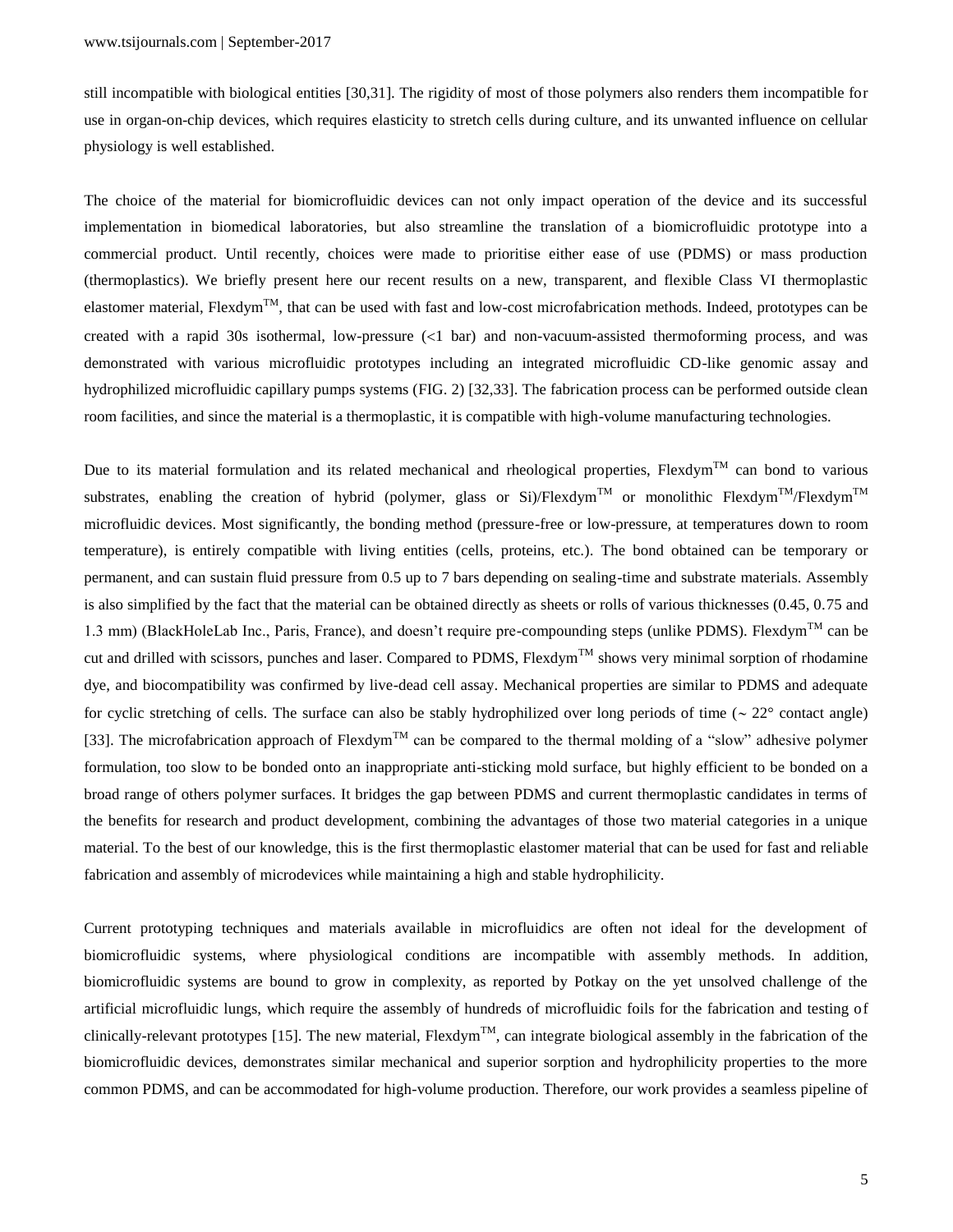still incompatible with biological entities [30,31]. The rigidity of most of those polymers also renders them incompatible for use in organ-on-chip devices, which requires elasticity to stretch cells during culture, and its unwanted influence on cellular physiology is well established.

The choice of the material for biomicrofluidic devices can not only impact operation of the device and its successful implementation in biomedical laboratories, but also streamline the translation of a biomicrofluidic prototype into a commercial product. Until recently, choices were made to prioritise either ease of use (PDMS) or mass production (thermoplastics). We briefly present here our recent results on a new, transparent, and flexible Class VI thermoplastic elastomer material, Flexdym™, that can be used with fast and low-cost microfabrication methods. Indeed, prototypes can be created with a rapid 30s isothermal, low-pressure (<1 bar) and non-vacuum-assisted thermoforming process, and was demonstrated with various microfluidic prototypes including an integrated microfluidic CD-like genomic assay and hydrophilized microfluidic capillary pumps systems (FIG. 2) [32,33]. The fabrication process can be performed outside clean room facilities, and since the material is a thermoplastic, it is compatible with high-volume manufacturing technologies.

Due to its material formulation and its related mechanical and rheological properties, Flexdym™ can bond to various substrates, enabling the creation of hybrid (polymer, glass or Si)/Flexdym™ or monolithic Flexdym™/Flexdym™ microfluidic devices. Most significantly, the bonding method (pressure-free or low-pressure, at temperatures down to room temperature), is entirely compatible with living entities (cells, proteins, etc.). The bond obtained can be temporary or permanent, and can sustain fluid pressure from 0.5 up to 7 bars depending on sealing-time and substrate materials. Assembly is also simplified by the fact that the material can be obtained directly as sheets or rolls of various thicknesses (0.45, 0.75 and 1.3 mm) (BlackHoleLab Inc., Paris, France), and doesn't require pre-compounding steps (unlike PDMS). Flexdym™ can be cut and drilled with scissors, punches and laser. Compared to PDMS, Flexdym™ shows very minimal sorption of rhodamine dye, and biocompatibility was confirmed by live-dead cell assay. Mechanical properties are similar to PDMS and adequate for cyclic stretching of cells. The surface can also be stably hydrophilized over long periods of time (~ 22° contact angle) [33]. The microfabrication approach of Flexdym™ can be compared to the thermal molding of a "slow" adhesive polymer formulation, too slow to be bonded onto an inappropriate anti-sticking mold surface, but highly efficient to be bonded on a broad range of others polymer surfaces. It bridges the gap between PDMS and current thermoplastic candidates in terms of the benefits for research and product development, combining the advantages of those two material categories in a unique material. To the best of our knowledge, this is the first thermoplastic elastomer material that can be used for fast and reliable fabrication and assembly of microdevices while maintaining a high and stable hydrophilicity.

Current prototyping techniques and materials available in microfluidics are often not ideal for the development of biomicrofluidic systems, where physiological conditions are incompatible with assembly methods. In addition, biomicrofluidic systems are bound to grow in complexity, as reported by Potkay on the yet unsolved challenge of the artificial microfluidic lungs, which require the assembly of hundreds of microfluidic foils for the fabrication and testing of clinically-relevant prototypes [15]. The new material, Flexdym™, can integrate biological assembly in the fabrication of the biomicrofluidic devices, demonstrates similar mechanical and superior sorption and hydrophilicity properties to the more common PDMS, and can be accommodated for high-volume production. Therefore, our work provides a seamless pipeline of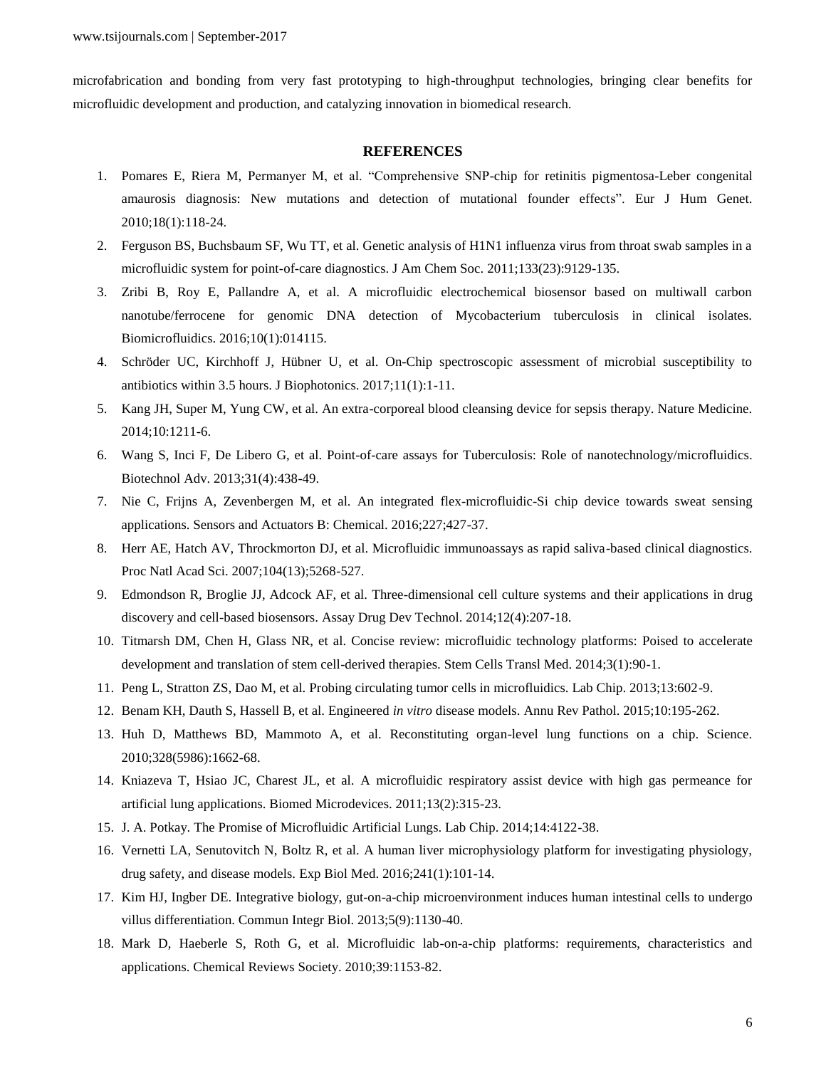microfabrication and bonding from very fast prototyping to high-throughput technologies, bringing clear benefits for microfluidic development and production, and catalyzing innovation in biomedical research.

## REFERENCES

1. Pomares E, Riera M, Permanyer M, et al. “Comprehensive SNP-chip for retinitis pigmentosa-Leber congenital amaurosis diagnosis: New mutations and detection of mutational founder effects”. Eur J Hum Genet. 2010;18(1):118-24.
2. Ferguson BS, Buchsbaum SF, Wu TT, et al. Genetic analysis of H1N1 influenza virus from throat swab samples in a microfluidic system for point-of-care diagnostics. J Am Chem Soc. 2011;133(23):9129-135.
3. Zribi B, Roy E, Pallandre A, et al. A microfluidic electrochemical biosensor based on multiwall carbon nanotube/ferrocene for genomic DNA detection of Mycobacterium tuberculosis in clinical isolates. Biomicrofluidics. 2016;10(1):014115.
4. Schröder UC, Kirchhoff J, Hübner U, et al. On-Chip spectroscopic assessment of microbial susceptibility to antibiotics within 3.5 hours. J Biophotonics. 2017;11(1):1-11.
5. Kang JH, Super M, Yung CW, et al. An extra-corporeal blood cleansing device for sepsis therapy. Nature Medicine. 2014;10:1211-6.
6. Wang S, Inci F, De Libero G, et al. Point-of-care assays for Tuberculosis: Role of nanotechnology/microfluidics. Biotechnol Adv. 2013;31(4):438-49.
7. Nie C, Frijns A, Zevenbergen M, et al. An integrated flex-microfluidic-Si chip device towards sweat sensing applications. Sensors and Actuators B: Chemical. 2016;227;427-37.
8. Herr AE, Hatch AV, Throckmorton DJ, et al. Microfluidic immunoassays as rapid saliva-based clinical diagnostics. Proc Natl Acad Sci. 2007;104(13);5268-527.
9. Edmondson R, Broglie JJ, Adcock AF, et al. Three-dimensional cell culture systems and their applications in drug discovery and cell-based biosensors. Assay Drug Dev Technol. 2014;12(4):207-18.
10. Titmarsh DM, Chen H, Glass NR, et al. Concise review: microfluidic technology platforms: Poised to accelerate development and translation of stem cell-derived therapies. Stem Cells Transl Med. 2014;3(1):90-1.
11. Peng L, Stratton ZS, Dao M, et al. Probing circulating tumor cells in microfluidics. Lab Chip. 2013;13:602-9.
12. Benam KH, Dauth S, Hassell B, et al. Engineered *in vitro* disease models. Annu Rev Pathol. 2015;10:195-262.
13. Huh D, Matthews BD, Mammoto A, et al. Reconstituting organ-level lung functions on a chip. Science. 2010;328(5986):1662-68.
14. Kniazeva T, Hsiao JC, Charest JL, et al. A microfluidic respiratory assist device with high gas permeance for artificial lung applications. Biomed Microdevices. 2011;13(2):315-23.
15. J. A. Potkay. The Promise of Microfluidic Artificial Lungs. Lab Chip. 2014;14:4122-38.
16. Vernetti LA, Senutovitch N, Boltz R, et al. A human liver microphysiology platform for investigating physiology, drug safety, and disease models. Exp Biol Med. 2016;241(1):101-14.
17. Kim HJ, Ingber DE. Integrative biology, gut-on-a-chip microenvironment induces human intestinal cells to undergo villus differentiation. Commun Integr Biol. 2013;5(9):1130-40.
18. Mark D, Haeberle S, Roth G, et al. Microfluidic lab-on-a-chip platforms: requirements, characteristics and applications. Chemical Reviews Society. 2010;39:1153-82.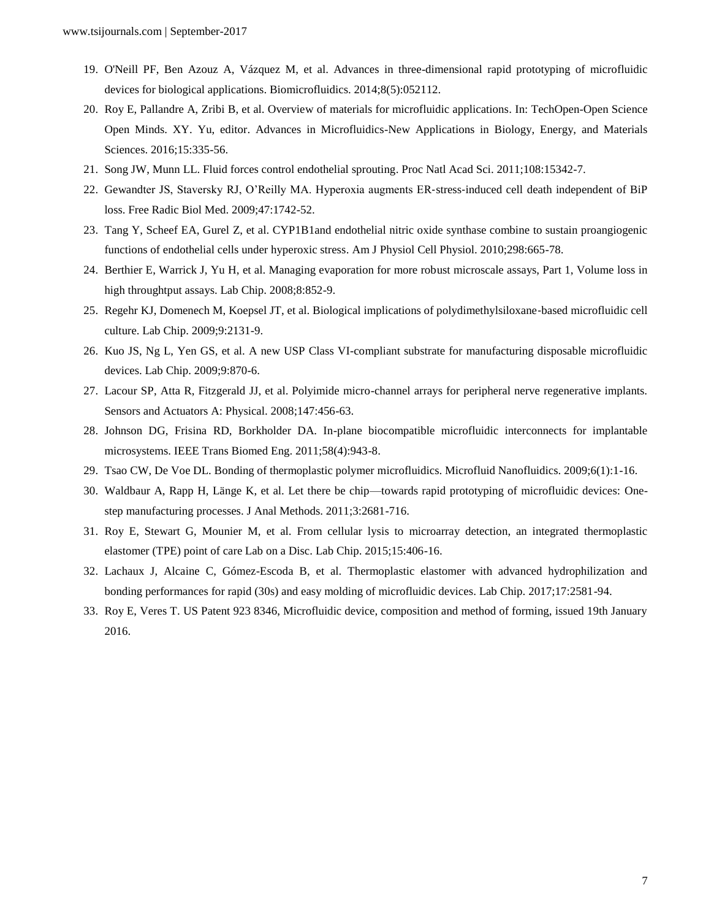19. O'Neill PF, Ben Azouz A, Vázquez M, et al. Advances in three-dimensional rapid prototyping of microfluidic devices for biological applications. Biomicrofluidics. 2014;8(5):052112.
20. Roy E, Pallandre A, Zribi B, et al. Overview of materials for microfluidic applications. In: TechOpen-Open Science Open Minds. XY. Yu, editor. Advances in Microfluidics-New Applications in Biology, Energy, and Materials Sciences. 2016;15:335-56.
21. Song JW, Munn LL. Fluid forces control endothelial sprouting. Proc Natl Acad Sci. 2011;108:15342-7.
22. Gewandter JS, Staversky RJ, O'Reilly MA. Hyperoxia augments ER-stress-induced cell death independent of BiP loss. Free Radic Biol Med. 2009;47:1742-52.
23. Tang Y, Scheef EA, Gurel Z, et al. CYP1B1and endothelial nitric oxide synthase combine to sustain proangiogenic functions of endothelial cells under hyperoxic stress. Am J Physiol Cell Physiol. 2010;298:665-78.
24. Berthier E, Warrick J, Yu H, et al. Managing evaporation for more robust microscale assays, Part 1, Volume loss in high throughtput assays. Lab Chip. 2008;8:852-9.
25. Regehr KJ, Domenech M, Koepsel JT, et al. Biological implications of polydimethylsiloxane-based microfluidic cell culture. Lab Chip. 2009;9:2131-9.
26. Kuo JS, Ng L, Yen GS, et al. A new USP Class VI-compliant substrate for manufacturing disposable microfluidic devices. Lab Chip. 2009;9:870-6.
27. Lacour SP, Atta R, Fitzgerald JJ, et al. Polyimide micro-channel arrays for peripheral nerve regenerative implants. Sensors and Actuators A: Physical. 2008;147:456-63.
28. Johnson DG, Frisina RD, Borkholder DA. In-plane biocompatible microfluidic interconnects for implantable microsystems. IEEE Trans Biomed Eng. 2011;58(4):943-8.
29. Tsao CW, De Voe DL. Bonding of thermoplastic polymer microfluidics. Microfluid Nanofluidics. 2009;6(1):1-16.
30. Waldbaur A, Rapp H, Länge K, et al. Let there be chip—towards rapid prototyping of microfluidic devices: One-step manufacturing processes. J Anal Methods. 2011;3:2681-716.
31. Roy E, Stewart G, Mounier M, et al. From cellular lysis to microarray detection, an integrated thermoplastic elastomer (TPE) point of care Lab on a Disc. Lab Chip. 2015;15:406-16.
32. Lachaux J, Alcaine C, Gómez-Escoda B, et al. Thermoplastic elastomer with advanced hydrophilization and bonding performances for rapid (30s) and easy molding of microfluidic devices. Lab Chip. 2017;17:2581-94.
33. Roy E, Veres T. US Patent 923 8346, Microfluidic device, composition and method of forming, issued 19th January 2016.